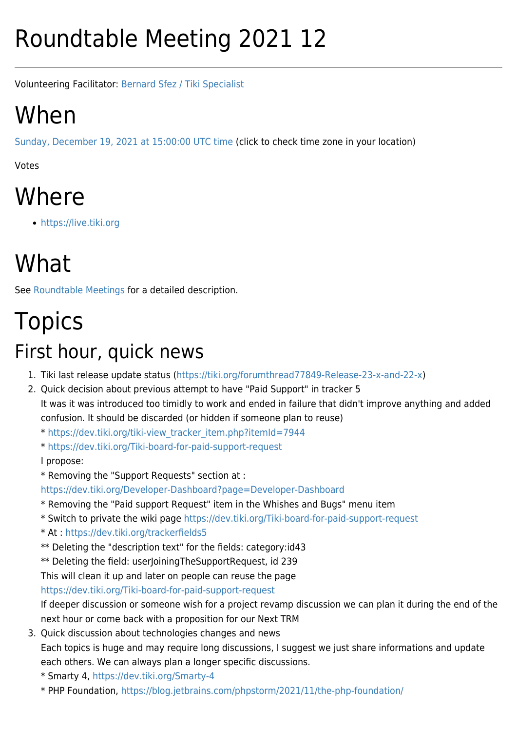# Roundtable Meeting 2021 12

Volunteering Facilitator: Bernard Sfez / Tiki Specialist

# When

Sunday, December 19, 2021 at 15:00:00 UTC time (click to check time zone in your location)

Votes

# Where

- https://live.tiki.org

# What

See Roundtable Meetings for a detailed description.

# Topics

## First hour, quick news

1. Tiki last release update status (https://tiki.org/forumthread77849-Release-23-x-and-22-x)
2. Quick decision about previous attempt to have "Paid Support" in tracker 5
   It was it was introduced too timidly to work and ended in failure that didn't improve anything and added confusion. It should be discarded (or hidden if someone plan to reuse)
   * https://dev.tiki.org/tiki-view_tracker_item.php?itemId=7944
   * https://dev.tiki.org/Tiki-board-for-paid-support-request
   I propose:
   * Removing the "Support Requests" section at : https://dev.tiki.org/Developer-Dashboard?page=Developer-Dashboard
   * Removing the "Paid support Request" item in the Whishes and Bugs" menu item
   * Switch to private the wiki page https://dev.tiki.org/Tiki-board-for-paid-support-request
   * At : https://dev.tiki.org/trackerfields5
   ** Deleting the "description text" for the fields: category:id43
   ** Deleting the field: userJoiningTheSupportRequest, id 239
   This will clean it up and later on people can reuse the page https://dev.tiki.org/Tiki-board-for-paid-support-request
   If deeper discussion or someone wish for a project revamp discussion we can plan it during the end of the next hour or come back with a proposition for our Next TRM
3. Quick discussion about technologies changes and news
   Each topics is huge and may require long discussions, I suggest we just share informations and update each others. We can always plan a longer specific discussions.
   * Smarty 4, https://dev.tiki.org/Smarty-4
   * PHP Foundation, https://blog.jetbrains.com/phpstorm/2021/11/the-php-foundation/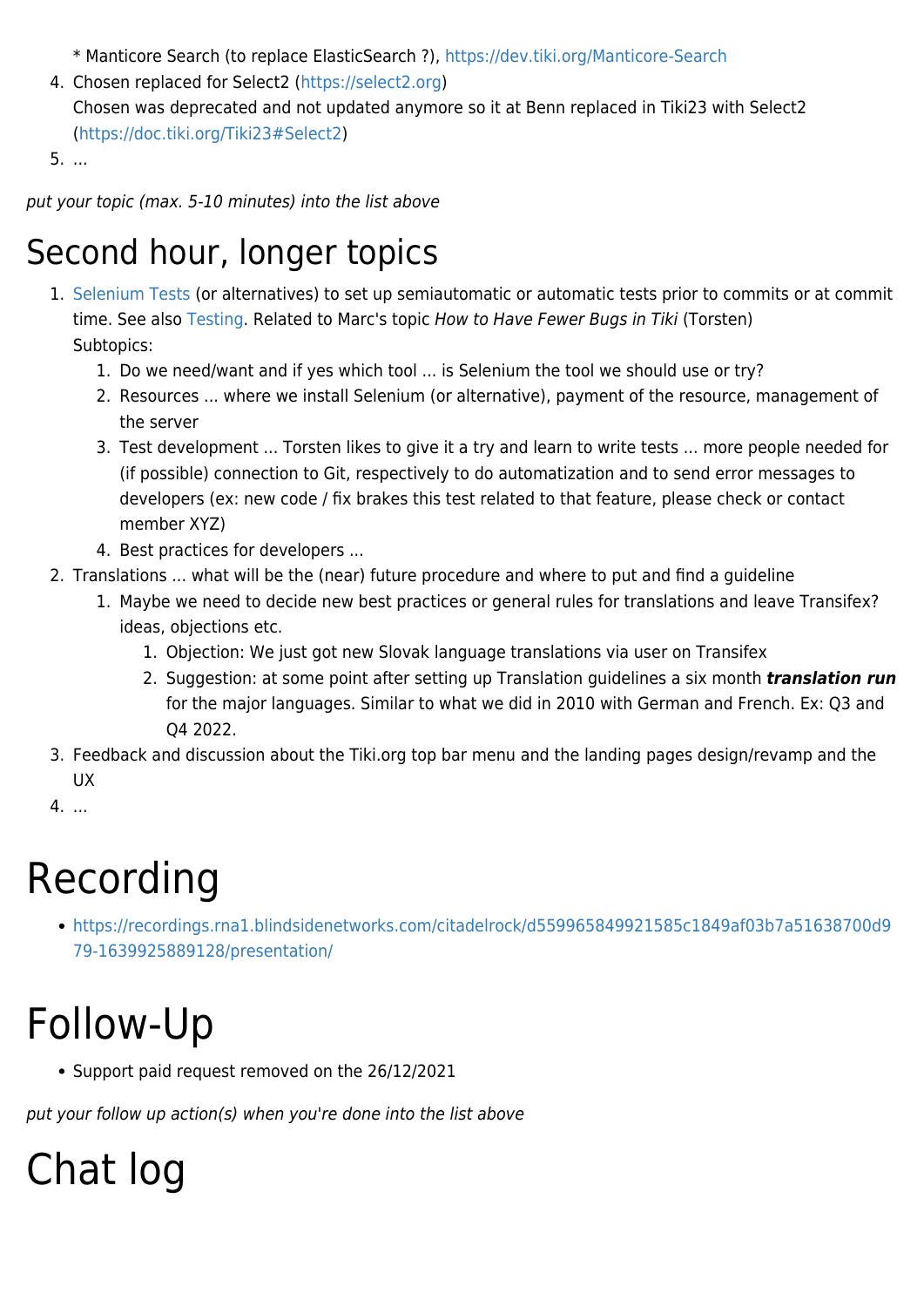* Manticore Search (to replace ElasticSearch ?), https://dev.tiki.org/Manticore-Search
4. Chosen replaced for Select2 (https://select2.org)
   Chosen was deprecated and not updated anymore so it at Benn replaced in Tiki23 with Select2 (https://doc.tiki.org/Tiki23#Select2)
5. ...

*put your topic (max. 5-10 minutes) into the list above*

# Second hour, longer topics

1. Selenium Tests (or alternatives) to set up semiautomatic or automatic tests prior to commits or at commit time. See also Testing. Related to Marc's topic *How to Have Fewer Bugs in Tiki* (Torsten)
   Subtopics:
   1. Do we need/want and if yes which tool ... is Selenium the tool we should use or try?
   2. Resources ... where we install Selenium (or alternative), payment of the resource, management of the server
   3. Test development ... Torsten likes to give it a try and learn to write tests ... more people needed for (if possible) connection to Git, respectively to do automatization and to send error messages to developers (ex: new code / fix brakes this test related to that feature, please check or contact member XYZ)
   4. Best practices for developers ...
2. Translations ... what will be the (near) future procedure and where to put and find a guideline
   1. Maybe we need to decide new best practices or general rules for translations and leave Transifex? ideas, objections etc.
      1. Objection: We just got new Slovak language translations via user on Transifex
      2. Suggestion: at some point after setting up Translation guidelines a six month ***translation run*** for the major languages. Similar to what we did in 2010 with German and French. Ex: Q3 and Q4 2022.
3. Feedback and discussion about the Tiki.org top bar menu and the landing pages design/revamp and the UX
4. ...

# Recording

- https://recordings.rna1.blindsidenetworks.com/citadelrock/d559965849921585c1849af03b7a51638700d979-1639925889128/presentation/

# Follow-Up

- Support paid request removed on the 26/12/2021

*put your follow up action(s) when you're done into the list above*

# Chat log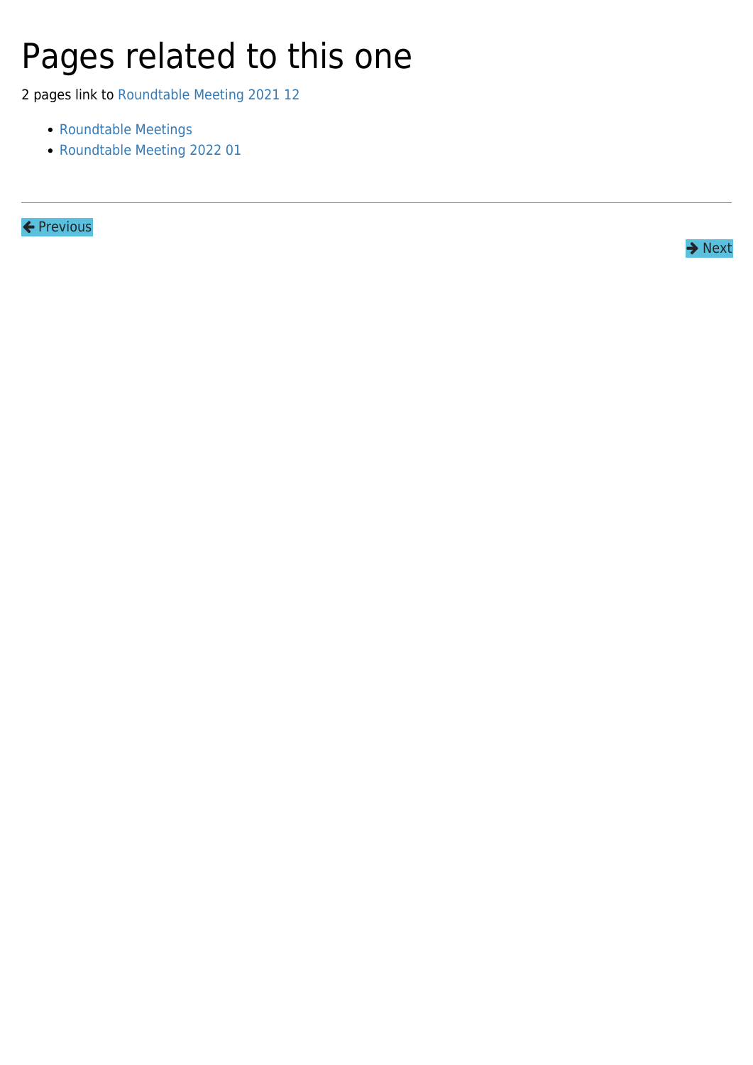# Pages related to this one

2 pages link to Roundtable Meeting 2021 12

- Roundtable Meetings
- Roundtable Meeting 2022 01

---

Previous

Next